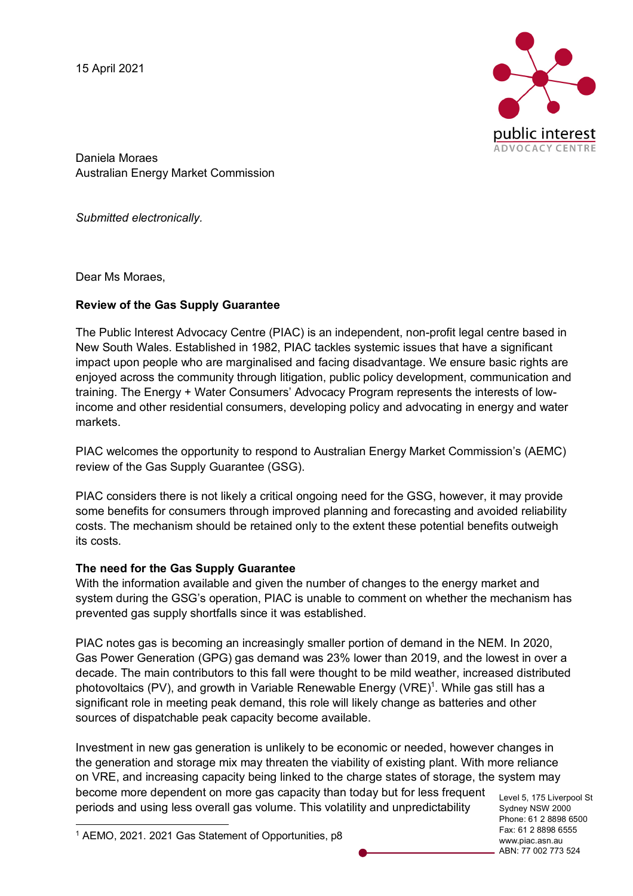15 April 2021

Daniela Moraes
Australian Energy Market Commission

*Submitted electronically.*

Dear Ms Moraes,

**Review of the Gas Supply Guarantee**

The Public Interest Advocacy Centre (PIAC) is an independent, non-profit legal centre based in New South Wales. Established in 1982, PIAC tackles systemic issues that have a significant impact upon people who are marginalised and facing disadvantage. We ensure basic rights are enjoyed across the community through litigation, public policy development, communication and training. The Energy + Water Consumers' Advocacy Program represents the interests of low-income and other residential consumers, developing policy and advocating in energy and water markets.

PIAC welcomes the opportunity to respond to Australian Energy Market Commission's (AEMC) review of the Gas Supply Guarantee (GSG).

PIAC considers there is not likely a critical ongoing need for the GSG, however, it may provide some benefits for consumers through improved planning and forecasting and avoided reliability costs. The mechanism should be retained only to the extent these potential benefits outweigh its costs.

**The need for the Gas Supply Guarantee**

With the information available and given the number of changes to the energy market and system during the GSG's operation, PIAC is unable to comment on whether the mechanism has prevented gas supply shortfalls since it was established.

PIAC notes gas is becoming an increasingly smaller portion of demand in the NEM. In 2020, Gas Power Generation (GPG) gas demand was 23% lower than 2019, and the lowest in over a decade. The main contributors to this fall were thought to be mild weather, increased distributed photovoltaics (PV), and growth in Variable Renewable Energy (VRE)[1]. While gas still has a significant role in meeting peak demand, this role will likely change as batteries and other sources of dispatchable peak capacity become available.

Investment in new gas generation is unlikely to be economic or needed, however changes in the generation and storage mix may threaten the viability of existing plant. With more reliance on VRE, and increasing capacity being linked to the charge states of storage, the system may become more dependent on more gas capacity than today but for less frequent periods and using less overall gas volume. This volatility and unpredictability

[1] AEMO, 2021. 2021 Gas Statement of Opportunities, p8

Level 5, 175 Liverpool St
Sydney NSW 2000
Phone: 61 2 8898 6500
Fax: 61 2 8898 6555
www.piac.asn.au
ABN: 77 002 773 524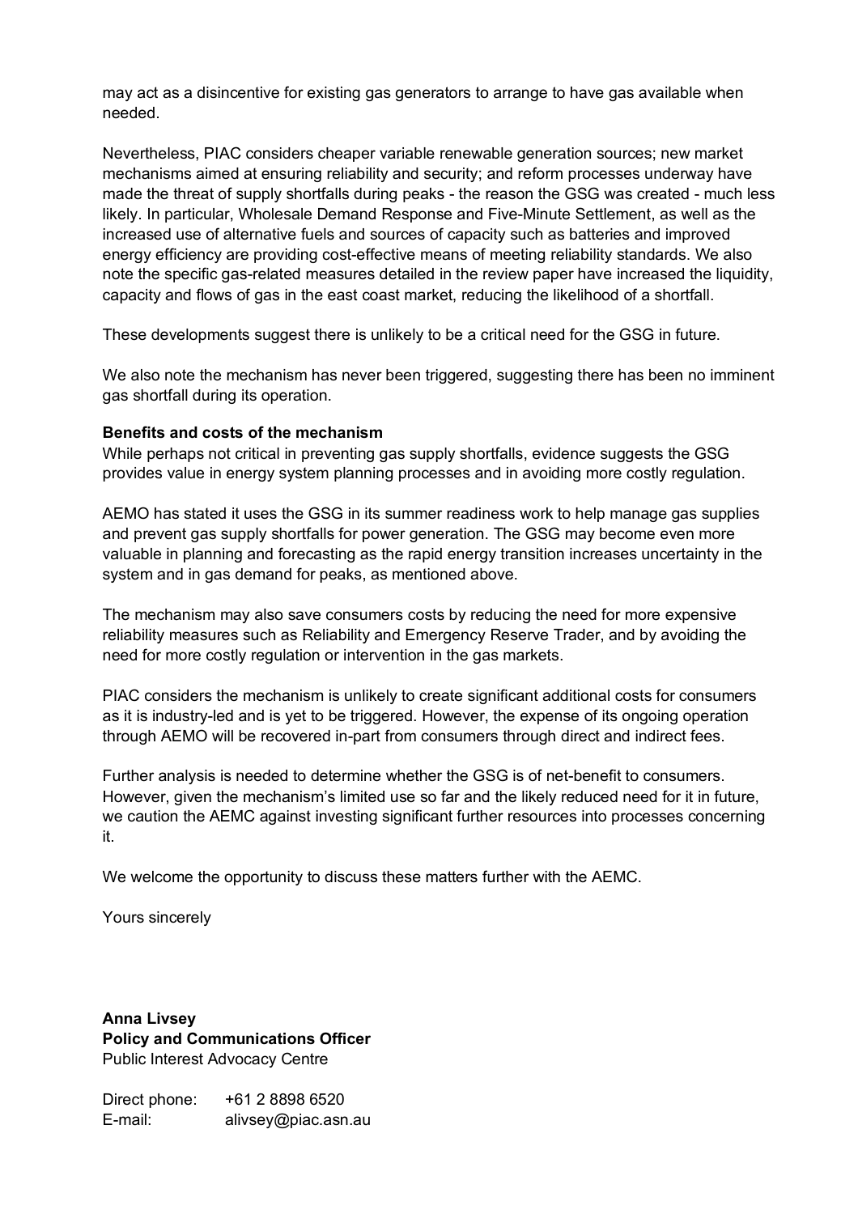may act as a disincentive for existing gas generators to arrange to have gas available when needed.

Nevertheless, PIAC considers cheaper variable renewable generation sources; new market mechanisms aimed at ensuring reliability and security; and reform processes underway have made the threat of supply shortfalls during peaks - the reason the GSG was created - much less likely. In particular, Wholesale Demand Response and Five-Minute Settlement, as well as the increased use of alternative fuels and sources of capacity such as batteries and improved energy efficiency are providing cost-effective means of meeting reliability standards. We also note the specific gas-related measures detailed in the review paper have increased the liquidity, capacity and flows of gas in the east coast market, reducing the likelihood of a shortfall.

These developments suggest there is unlikely to be a critical need for the GSG in future.

We also note the mechanism has never been triggered, suggesting there has been no imminent gas shortfall during its operation.

**Benefits and costs of the mechanism**

While perhaps not critical in preventing gas supply shortfalls, evidence suggests the GSG provides value in energy system planning processes and in avoiding more costly regulation.

AEMO has stated it uses the GSG in its summer readiness work to help manage gas supplies and prevent gas supply shortfalls for power generation. The GSG may become even more valuable in planning and forecasting as the rapid energy transition increases uncertainty in the system and in gas demand for peaks, as mentioned above.

The mechanism may also save consumers costs by reducing the need for more expensive reliability measures such as Reliability and Emergency Reserve Trader, and by avoiding the need for more costly regulation or intervention in the gas markets.

PIAC considers the mechanism is unlikely to create significant additional costs for consumers as it is industry-led and is yet to be triggered. However, the expense of its ongoing operation through AEMO will be recovered in-part from consumers through direct and indirect fees.

Further analysis is needed to determine whether the GSG is of net-benefit to consumers. However, given the mechanism's limited use so far and the likely reduced need for it in future, we caution the AEMC against investing significant further resources into processes concerning it.

We welcome the opportunity to discuss these matters further with the AEMC.

Yours sincerely

**Anna Livsey**
**Policy and Communications Officer**
Public Interest Advocacy Centre

Direct phone: +61 2 8898 6520
E-mail: alivsey@piac.asn.au